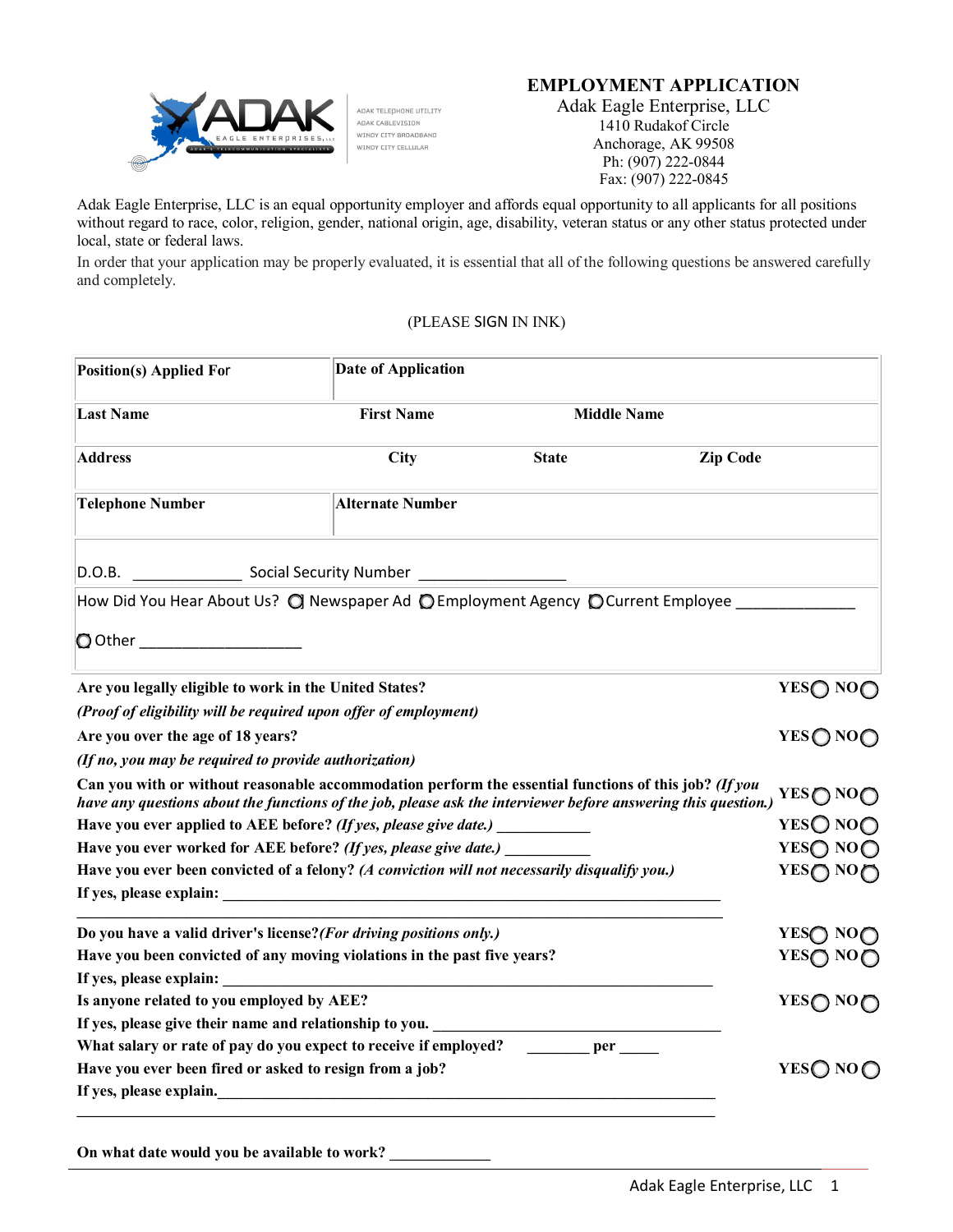ADAK TELEPHONE UTILITY
ADAK CABLEVISION
WINDY CITY BROADBAND
WINDY CITY CELLULAR

# EMPLOYMENT APPLICATION

Adak Eagle Enterprise, LLC
1410 Rudakof Circle
Anchorage, AK 99508
Ph: (907) 222-0844
Fax: (907) 222-0845

Adak Eagle Enterprise, LLC is an equal opportunity employer and affords equal opportunity to all applicants for all positions without regard to race, color, religion, gender, national origin, age, disability, veteran status or any other status protected under local, state or federal laws.

In order that your application may be properly evaluated, it is essential that all of the following questions be answered carefully and completely.

(PLEASE SIGN IN INK)

| **Position(s) Applied For** | **Date of Application** | | |
|---|---|---|---|
| **Last Name** | **First Name** | **Middle Name** | |
| **Address** | **City** | **State** | **Zip Code** |
| **Telephone Number** | **Alternate Number** | | |

D.O.B. _____________ Social Security Number _________________

How Did You Hear About Us? ○ Newspaper Ad ○ Employment Agency ○ Current Employee ______________

○ Other ___________________

**Are you legally eligible to work in the United States?** YES○ NO○

***(Proof of eligibility will be required upon offer of employment)***

**Are you over the age of 18 years?** YES○ NO○

***(If no, you may be required to provide authorization)***

**Can you with or without reasonable accommodation perform the essential functions of this job?** ***(If you have any questions about the functions of the job, please ask the interviewer before answering this question.)*** YES○ NO○

**Have you ever applied to AEE before?** ***(If yes, please give date.)*** ___________ YES○ NO○

**Have you ever worked for AEE before?** ***(If yes, please give date.)*** ___________ YES○ NO○

**Have you ever been convicted of a felony?** ***(A conviction will not necessarily disqualify you.)*** YES○ NO○

**If yes, please explain:** ________________________________________________________________

________________________________________________________________________________

**Do you have a valid driver's license?** ***(For driving positions only.)*** YES○ NO○

**Have you been convicted of any moving violations in the past five years?** YES○ NO○

**If yes, please explain:** ________________________________________________________________

**Is anyone related to you employed by AEE?** YES○ NO○

**If yes, please give their name and relationship to you.** ____________________________________

**What salary or rate of pay do you expect to receive if employed?** ________ **per** _____

**Have you ever been fired or asked to resign from a job?** YES○ NO○

**If yes, please explain.**________________________________________________________________

________________________________________________________________________________

**On what date would you be available to work?** ____________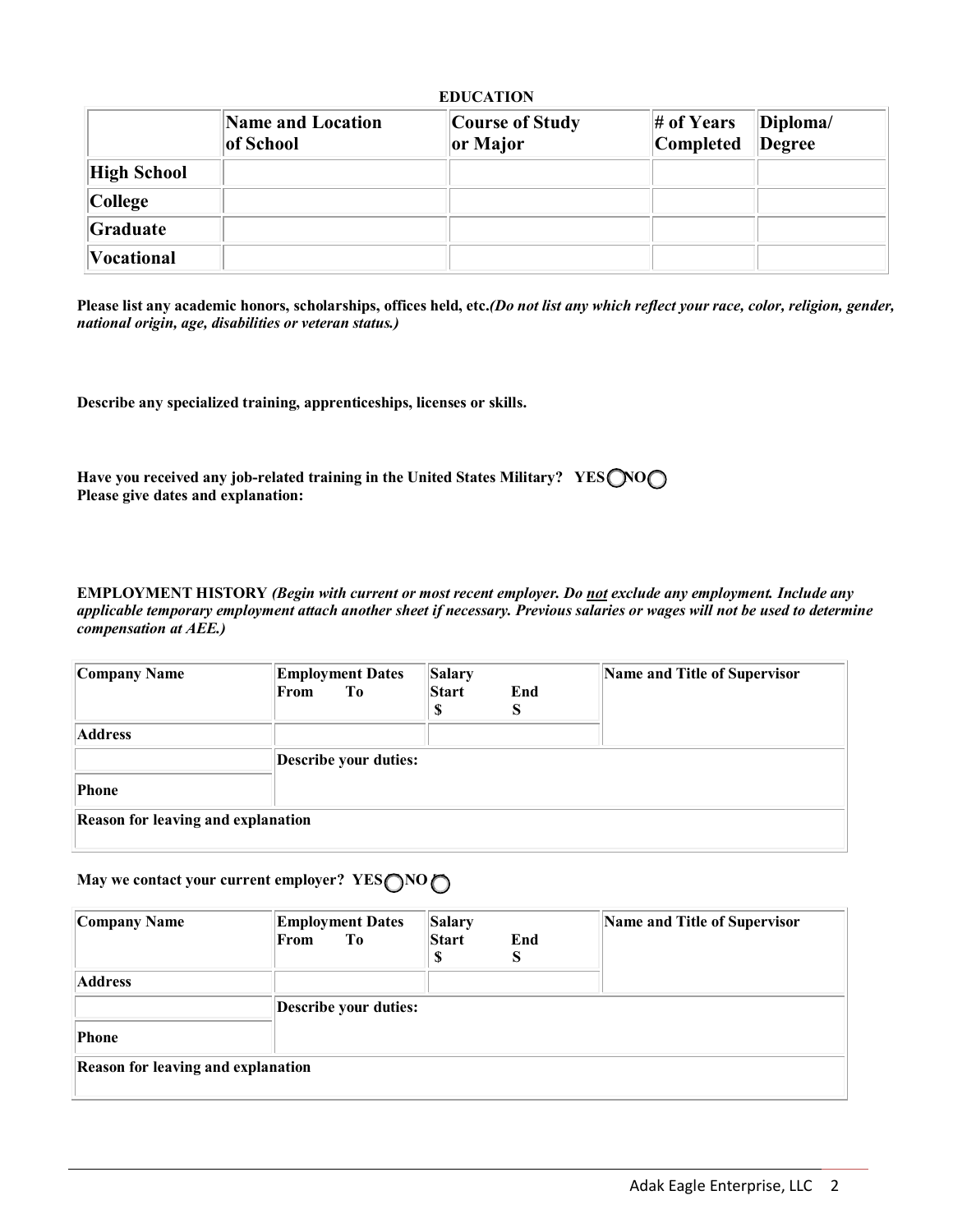## EDUCATION

| | Name and Location of School | Course of Study or Major | # of Years Completed | Diploma/ Degree |
|---|---|---|---|---|
| **High School** | | | | |
| **College** | | | | |
| **Graduate** | | | | |
| **Vocational** | | | | |

**Please list any academic honors, scholarships, offices held, etc.*(Do not list any which reflect your race, color, religion, gender, national origin, age, disabilities or veteran status.)***

**Describe any specialized training, apprenticeships, licenses or skills.**

**Have you received any job-related training in the United States Military? YES ◯ NO ◯**
**Please give dates and explanation:**

**EMPLOYMENT HISTORY** ***(Begin with current or most recent employer. Do not exclude any employment. Include any applicable temporary employment attach another sheet if necessary. Previous salaries or wages will not be used to determine compensation at AEE.)***

| Company Name | Employment Dates From To | Salary Start $ End S | Name and Title of Supervisor |
|---|---|---|---|
| Address | | | |
| | Describe your duties: | | |
| Phone | | | |
| Reason for leaving and explanation | | | |

**May we contact your current employer? YES ◯ NO ◯**

| Company Name | Employment Dates From To | Salary Start $ End S | Name and Title of Supervisor |
|---|---|---|---|
| Address | | | |
| | Describe your duties: | | |
| Phone | | | |
| Reason for leaving and explanation | | | |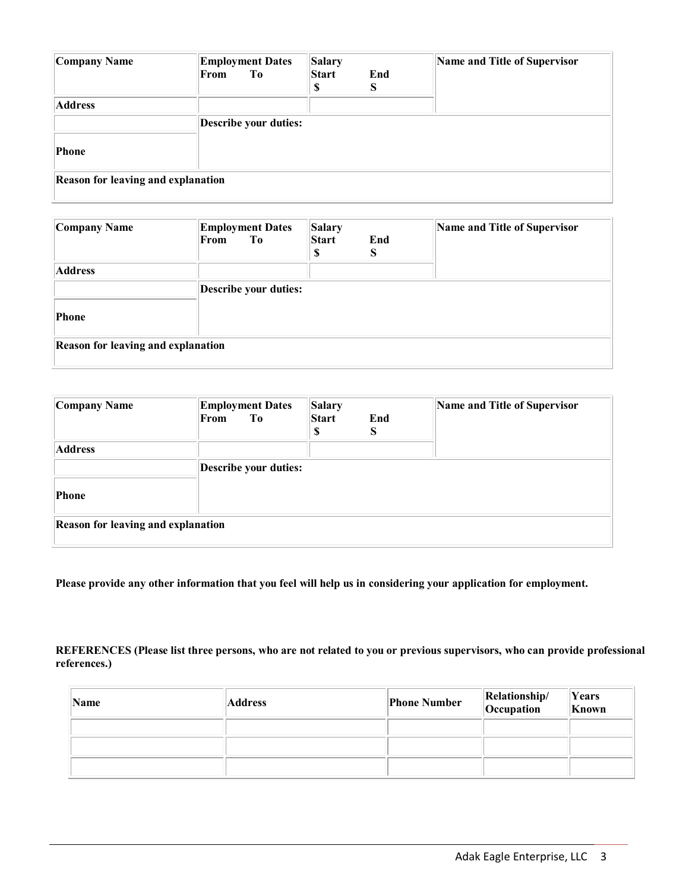| Company Name | Employment Dates<br>From To | Salary<br>Start End<br>$ S | Name and Title of Supervisor |
|---|---|---|---|
| Address | | | |
| | Describe your duties: | | |
| Phone | | | |
| Reason for leaving and explanation | | | |

| Company Name | Employment Dates<br>From To | Salary<br>Start End<br>$ S | Name and Title of Supervisor |
|---|---|---|---|
| Address | | | |
| | Describe your duties: | | |
| Phone | | | |
| Reason for leaving and explanation | | | |

| Company Name | Employment Dates<br>From To | Salary<br>Start End<br>$ S | Name and Title of Supervisor |
|---|---|---|---|
| Address | | | |
| | Describe your duties: | | |
| Phone | | | |
| Reason for leaving and explanation | | | |

**Please provide any other information that you feel will help us in considering your application for employment.**

**REFERENCES (Please list three persons, who are not related to you or previous supervisors, who can provide professional references.)**

| Name | Address | Phone Number | Relationship/ Occupation | Years Known |
|---|---|---|---|---|
| | | | | |
| | | | | |
| | | | | |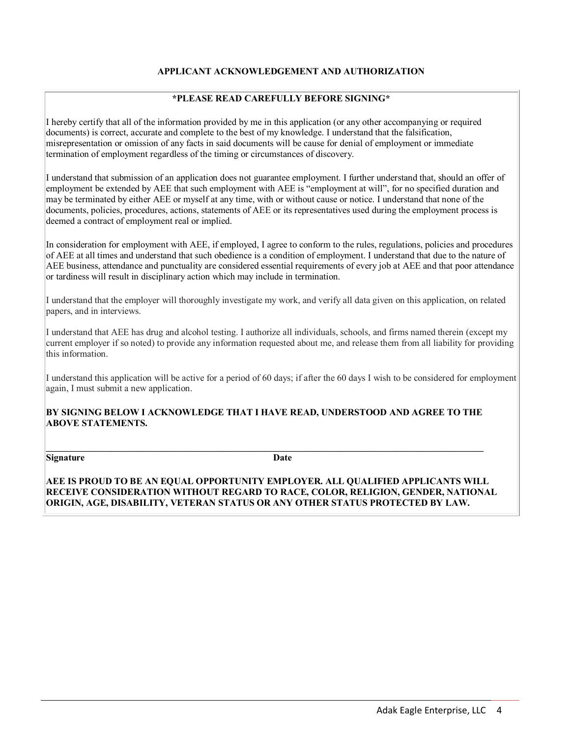## APPLICANT ACKNOWLEDGEMENT AND AUTHORIZATION

**\*PLEASE READ CAREFULLY BEFORE SIGNING\***

I hereby certify that all of the information provided by me in this application (or any other accompanying or required documents) is correct, accurate and complete to the best of my knowledge. I understand that the falsification, misrepresentation or omission of any facts in said documents will be cause for denial of employment or immediate termination of employment regardless of the timing or circumstances of discovery.

I understand that submission of an application does not guarantee employment. I further understand that, should an offer of employment be extended by AEE that such employment with AEE is "employment at will", for no specified duration and may be terminated by either AEE or myself at any time, with or without cause or notice. I understand that none of the documents, policies, procedures, actions, statements of AEE or its representatives used during the employment process is deemed a contract of employment real or implied.

In consideration for employment with AEE, if employed, I agree to conform to the rules, regulations, policies and procedures of AEE at all times and understand that such obedience is a condition of employment. I understand that due to the nature of AEE business, attendance and punctuality are considered essential requirements of every job at AEE and that poor attendance or tardiness will result in disciplinary action which may include in termination.

I understand that the employer will thoroughly investigate my work, and verify all data given on this application, on related papers, and in interviews.

I understand that AEE has drug and alcohol testing. I authorize all individuals, schools, and firms named therein (except my current employer if so noted) to provide any information requested about me, and release them from all liability for providing this information.

I understand this application will be active for a period of 60 days; if after the 60 days I wish to be considered for employment again, I must submit a new application.

**BY SIGNING BELOW I ACKNOWLEDGE THAT I HAVE READ, UNDERSTOOD AND AGREE TO THE ABOVE STATEMENTS.**

______________________________________________________________________________

**Signature** **Date**

**AEE IS PROUD TO BE AN EQUAL OPPORTUNITY EMPLOYER. ALL QUALIFIED APPLICANTS WILL RECEIVE CONSIDERATION WITHOUT REGARD TO RACE, COLOR, RELIGION, GENDER, NATIONAL ORIGIN, AGE, DISABILITY, VETERAN STATUS OR ANY OTHER STATUS PROTECTED BY LAW.**